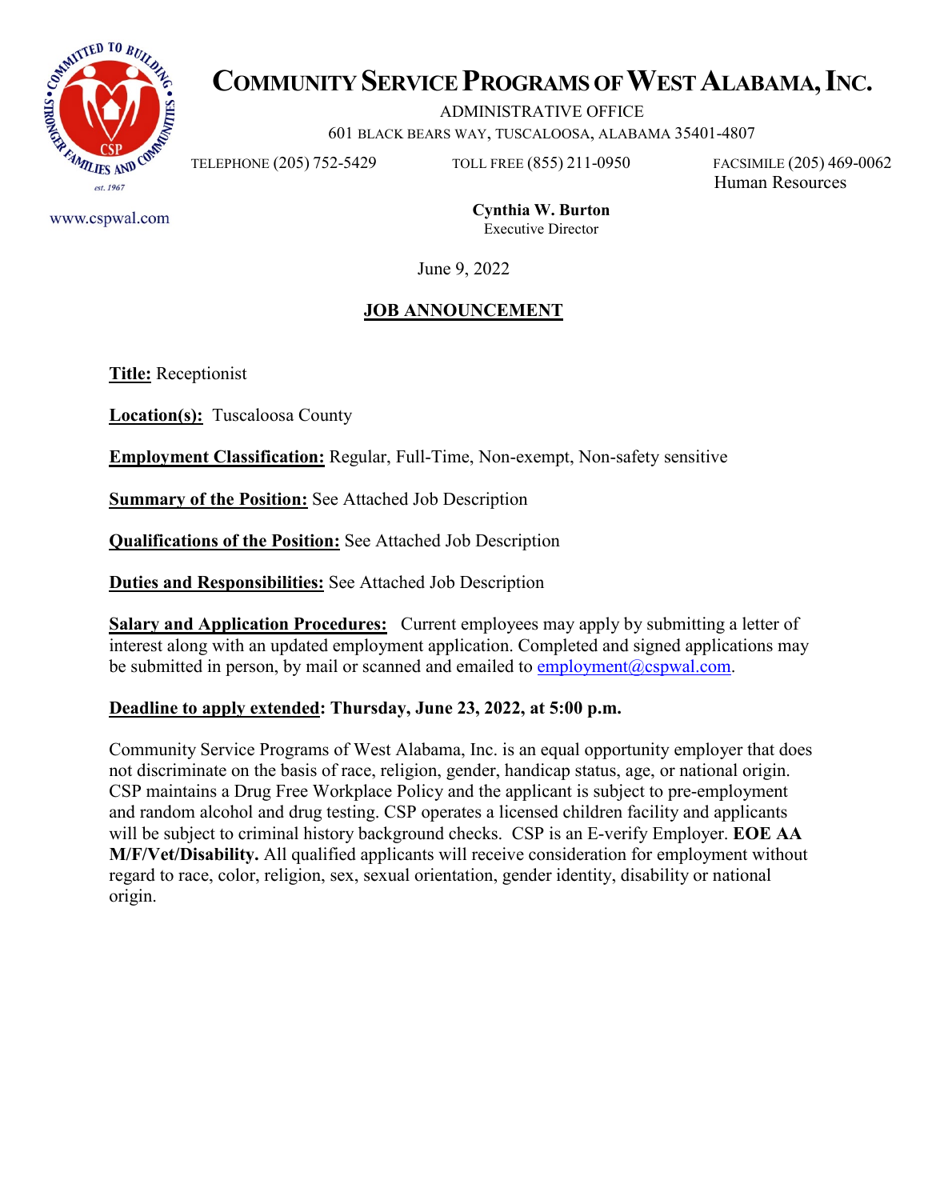# COMMUNITY SERVICE PROGRAMS OF WEST ALABAMA, INC.

ADMINISTRATIVE OFFICE

601 BLACK BEARS WAY, TUSCALOOSA, ALABAMA 35401-4807

TELEPHONE (205) 752-5429 TOLL FREE (855) 211-0950 FACSIMILE (205) 469-0062 Human Resources

www.cspwal.com

**Cynthia W. Burton**
Executive Director

June 9, 2022

## JOB ANNOUNCEMENT

**Title:** Receptionist

**Location(s):** Tuscaloosa County

**Employment Classification:** Regular, Full-Time, Non-exempt, Non-safety sensitive

**Summary of the Position:** See Attached Job Description

**Qualifications of the Position:** See Attached Job Description

**Duties and Responsibilities:** See Attached Job Description

**Salary and Application Procedures:** Current employees may apply by submitting a letter of interest along with an updated employment application. Completed and signed applications may be submitted in person, by mail or scanned and emailed to employment@cspwal.com.

**Deadline to apply extended: Thursday, June 23, 2022, at 5:00 p.m.**

Community Service Programs of West Alabama, Inc. is an equal opportunity employer that does not discriminate on the basis of race, religion, gender, handicap status, age, or national origin. CSP maintains a Drug Free Workplace Policy and the applicant is subject to pre-employment and random alcohol and drug testing. CSP operates a licensed children facility and applicants will be subject to criminal history background checks. CSP is an E-verify Employer. **EOE AA M/F/Vet/Disability.** All qualified applicants will receive consideration for employment without regard to race, color, religion, sex, sexual orientation, gender identity, disability or national origin.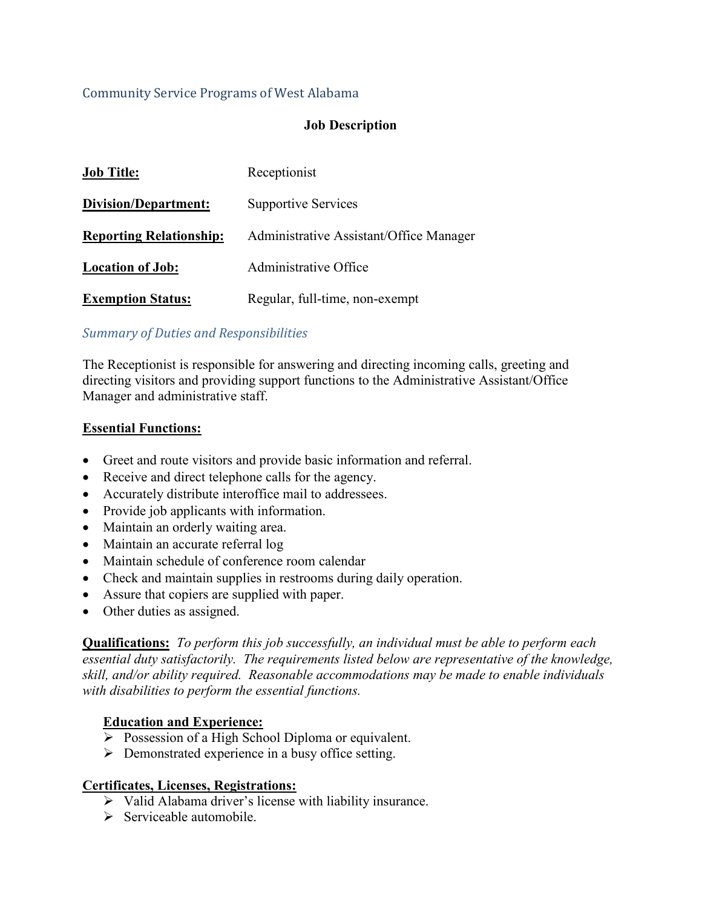Community Service Programs of West Alabama

**Job Description**

| | |
|---|---|
| **Job Title:** | Receptionist |
| **Division/Department:** | Supportive Services |
| **Reporting Relationship:** | Administrative Assistant/Office Manager |
| **Location of Job:** | Administrative Office |
| **Exemption Status:** | Regular, full-time, non-exempt |

*Summary of Duties and Responsibilities*

The Receptionist is responsible for answering and directing incoming calls, greeting and directing visitors and providing support functions to the Administrative Assistant/Office Manager and administrative staff.

**Essential Functions:**

- Greet and route visitors and provide basic information and referral.
- Receive and direct telephone calls for the agency.
- Accurately distribute interoffice mail to addressees.
- Provide job applicants with information.
- Maintain an orderly waiting area.
- Maintain an accurate referral log
- Maintain schedule of conference room calendar
- Check and maintain supplies in restrooms during daily operation.
- Assure that copiers are supplied with paper.
- Other duties as assigned.

**Qualifications:** *To perform this job successfully, an individual must be able to perform each essential duty satisfactorily. The requirements listed below are representative of the knowledge, skill, and/or ability required. Reasonable accommodations may be made to enable individuals with disabilities to perform the essential functions.*

**Education and Experience:**

- Possession of a High School Diploma or equivalent.
- Demonstrated experience in a busy office setting.

**Certificates, Licenses, Registrations:**

- Valid Alabama driver's license with liability insurance.
- Serviceable automobile.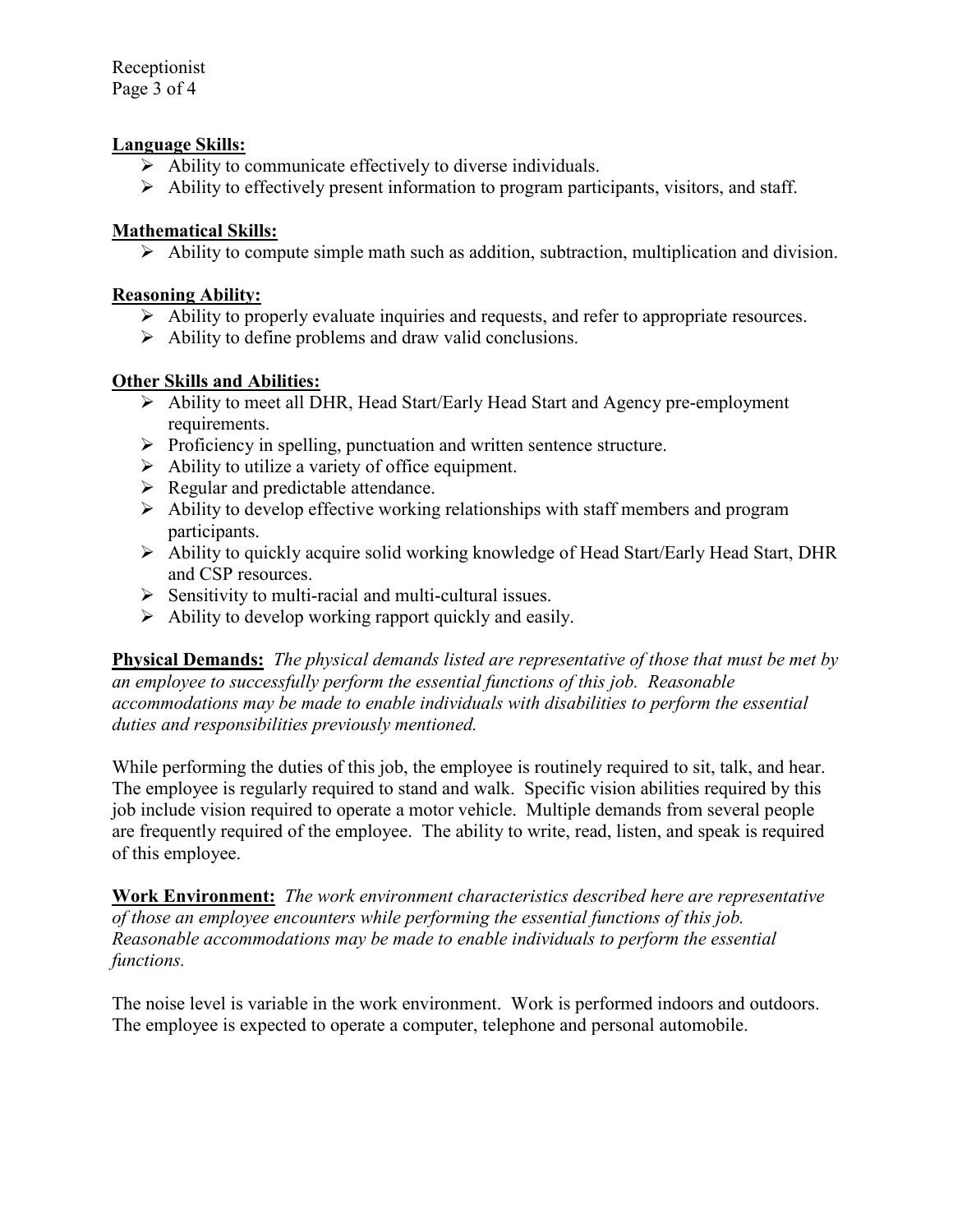**Language Skills:**

- Ability to communicate effectively to diverse individuals.
- Ability to effectively present information to program participants, visitors, and staff.

**Mathematical Skills:**

- Ability to compute simple math such as addition, subtraction, multiplication and division.

**Reasoning Ability:**

- Ability to properly evaluate inquiries and requests, and refer to appropriate resources.
- Ability to define problems and draw valid conclusions.

**Other Skills and Abilities:**

- Ability to meet all DHR, Head Start/Early Head Start and Agency pre-employment requirements.
- Proficiency in spelling, punctuation and written sentence structure.
- Ability to utilize a variety of office equipment.
- Regular and predictable attendance.
- Ability to develop effective working relationships with staff members and program participants.
- Ability to quickly acquire solid working knowledge of Head Start/Early Head Start, DHR and CSP resources.
- Sensitivity to multi-racial and multi-cultural issues.
- Ability to develop working rapport quickly and easily.

**Physical Demands:** *The physical demands listed are representative of those that must be met by an employee to successfully perform the essential functions of this job. Reasonable accommodations may be made to enable individuals with disabilities to perform the essential duties and responsibilities previously mentioned.*

While performing the duties of this job, the employee is routinely required to sit, talk, and hear. The employee is regularly required to stand and walk. Specific vision abilities required by this job include vision required to operate a motor vehicle. Multiple demands from several people are frequently required of the employee. The ability to write, read, listen, and speak is required of this employee.

**Work Environment:** *The work environment characteristics described here are representative of those an employee encounters while performing the essential functions of this job. Reasonable accommodations may be made to enable individuals to perform the essential functions.*

The noise level is variable in the work environment. Work is performed indoors and outdoors. The employee is expected to operate a computer, telephone and personal automobile.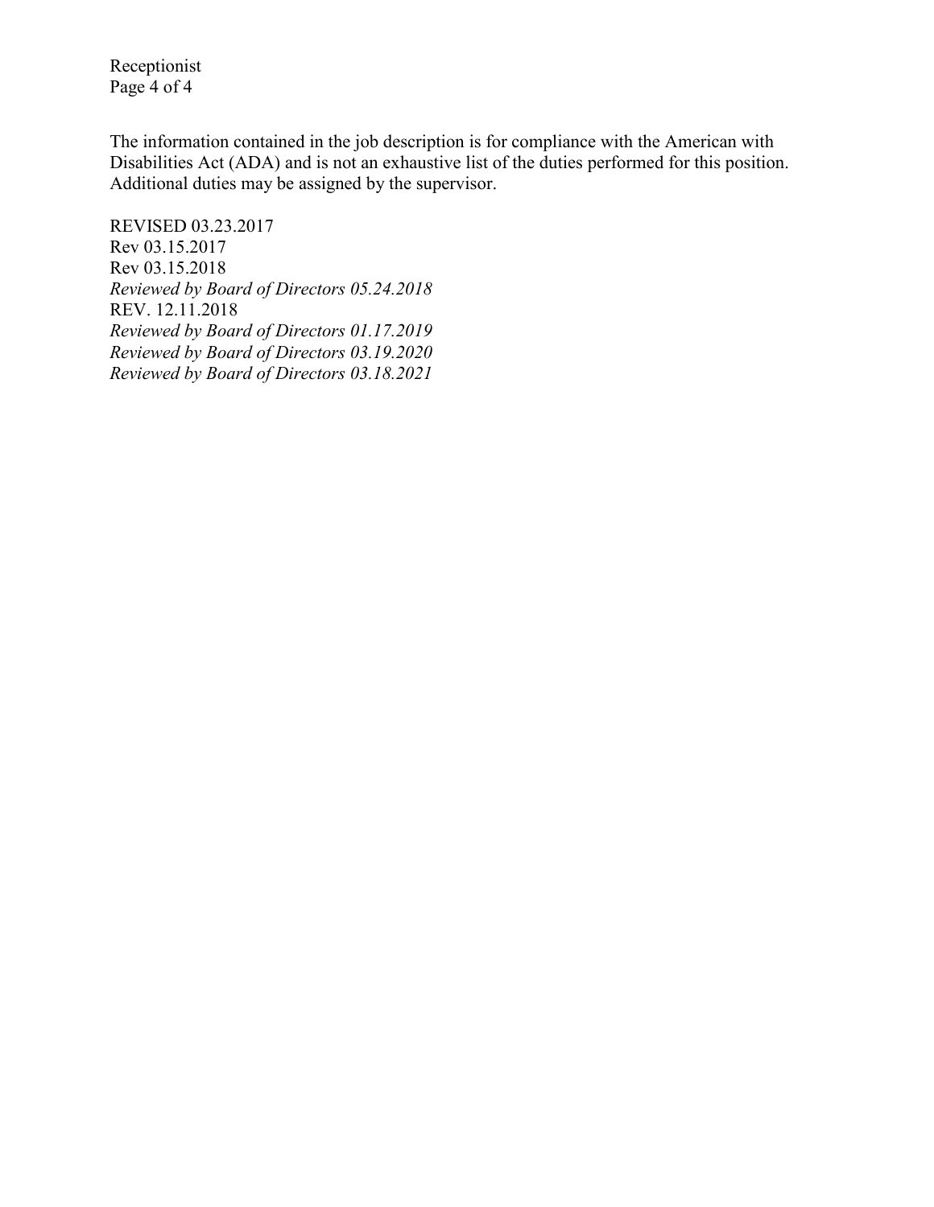The information contained in the job description is for compliance with the American with Disabilities Act (ADA) and is not an exhaustive list of the duties performed for this position. Additional duties may be assigned by the supervisor.

REVISED 03.23.2017
Rev 03.15.2017
Rev 03.15.2018
*Reviewed by Board of Directors 05.24.2018*
REV. 12.11.2018
*Reviewed by Board of Directors 01.17.2019*
*Reviewed by Board of Directors 03.19.2020*
*Reviewed by Board of Directors 03.18.2021*